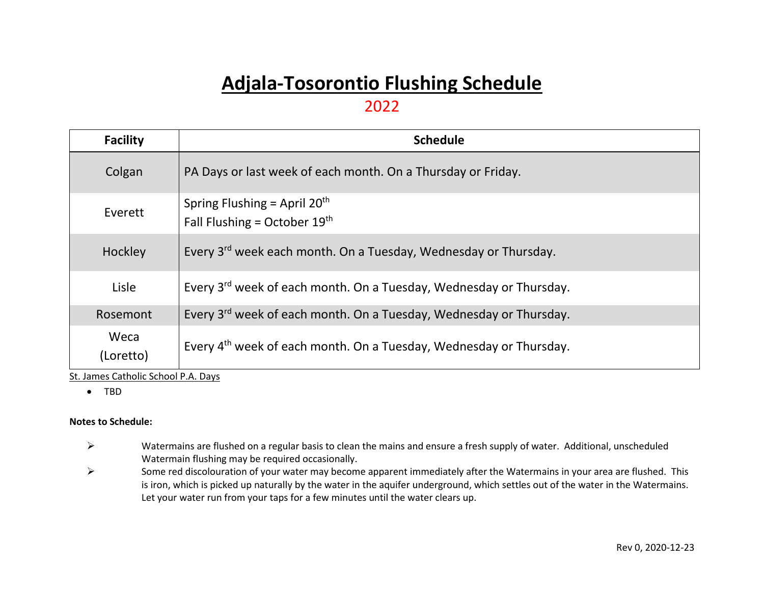# Adjala-Tosorontio Flushing Schedule

## 2022

| Facility | Schedule |
|---|---|
| Colgan | PA Days or last week of each month. On a Thursday or Friday. |
| Everett | Spring Flushing = April 20th<br>Fall Flushing = October 19th |
| Hockley | Every 3rd week each month. On a Tuesday, Wednesday or Thursday. |
| Lisle | Every 3rd week of each month. On a Tuesday, Wednesday or Thursday. |
| Rosemont | Every 3rd week of each month. On a Tuesday, Wednesday or Thursday. |
| Weca (Loretto) | Every 4th week of each month. On a Tuesday, Wednesday or Thursday. |

St. James Catholic School P.A. Days

- TBD

**Notes to Schedule:**

- Watermains are flushed on a regular basis to clean the mains and ensure a fresh supply of water. Additional, unscheduled Watermain flushing may be required occasionally.
- Some red discolouration of your water may become apparent immediately after the Watermains in your area are flushed. This is iron, which is picked up naturally by the water in the aquifer underground, which settles out of the water in the Watermains. Let your water run from your taps for a few minutes until the water clears up.

Rev 0, 2020-12-23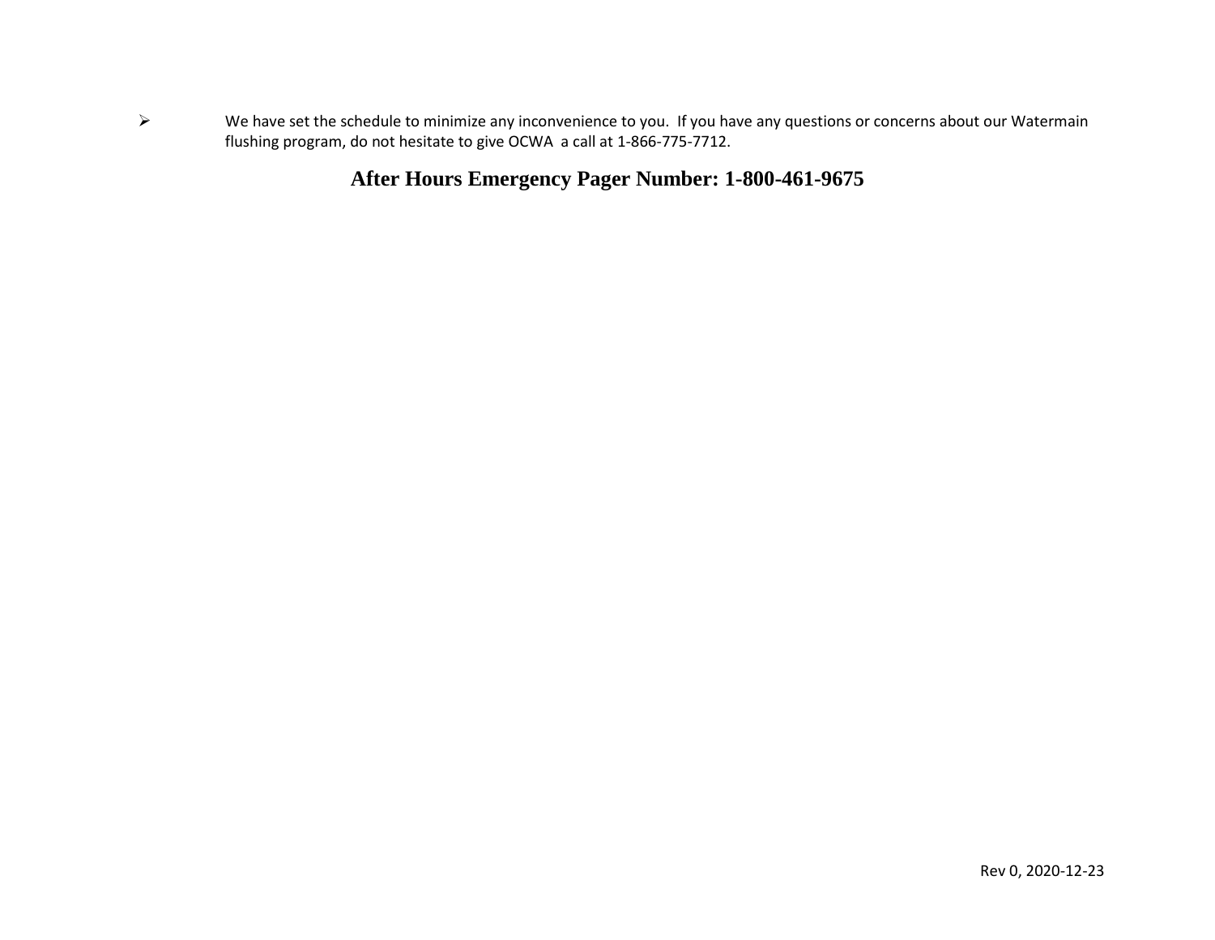- We have set the schedule to minimize any inconvenience to you. If you have any questions or concerns about our Watermain flushing program, do not hesitate to give OCWA a call at 1-866-775-7712.

**After Hours Emergency Pager Number: 1-800-461-9675**

Rev 0, 2020-12-23